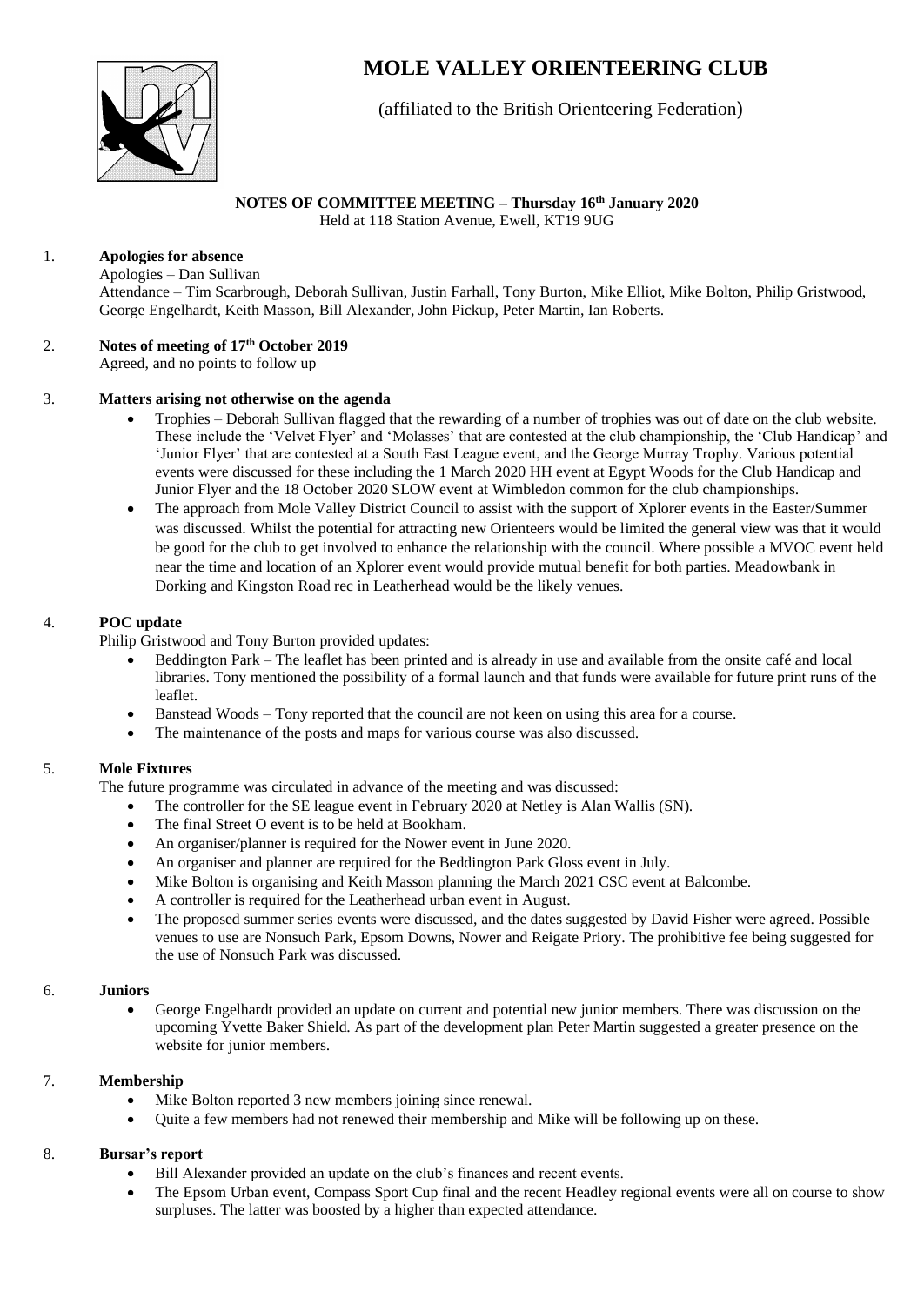# MOLE VALLEY ORIENTEERING CLUB

(affiliated to the British Orienteering Federation)

**NOTES OF COMMITTEE MEETING – Thursday 16th January 2020**

Held at 118 Station Avenue, Ewell, KT19 9UG

1. **Apologies for absence**

   Apologies – Dan Sullivan

   Attendance – Tim Scarbrough, Deborah Sullivan, Justin Farhall, Tony Burton, Mike Elliot, Mike Bolton, Philip Gristwood, George Engelhardt, Keith Masson, Bill Alexander, John Pickup, Peter Martin, Ian Roberts.

2. **Notes of meeting of 17th October 2019**

   Agreed, and no points to follow up

3. **Matters arising not otherwise on the agenda**

   - Trophies – Deborah Sullivan flagged that the rewarding of a number of trophies was out of date on the club website. These include the 'Velvet Flyer' and 'Molasses' that are contested at the club championship, the 'Club Handicap' and 'Junior Flyer' that are contested at a South East League event, and the George Murray Trophy. Various potential events were discussed for these including the 1 March 2020 HH event at Egypt Woods for the Club Handicap and Junior Flyer and the 18 October 2020 SLOW event at Wimbledon common for the club championships.
   - The approach from Mole Valley District Council to assist with the support of Xplorer events in the Easter/Summer was discussed. Whilst the potential for attracting new Orienteers would be limited the general view was that it would be good for the club to get involved to enhance the relationship with the council. Where possible a MVOC event held near the time and location of an Xplorer event would provide mutual benefit for both parties. Meadowbank in Dorking and Kingston Road rec in Leatherhead would be the likely venues.

4. **POC update**

   Philip Gristwood and Tony Burton provided updates:

   - Beddington Park – The leaflet has been printed and is already in use and available from the onsite café and local libraries. Tony mentioned the possibility of a formal launch and that funds were available for future print runs of the leaflet.
   - Banstead Woods – Tony reported that the council are not keen on using this area for a course.
   - The maintenance of the posts and maps for various course was also discussed.

5. **Mole Fixtures**

   The future programme was circulated in advance of the meeting and was discussed:

   - The controller for the SE league event in February 2020 at Netley is Alan Wallis (SN).
   - The final Street O event is to be held at Bookham.
   - An organiser/planner is required for the Nower event in June 2020.
   - An organiser and planner are required for the Beddington Park Gloss event in July.
   - Mike Bolton is organising and Keith Masson planning the March 2021 CSC event at Balcombe.
   - A controller is required for the Leatherhead urban event in August.
   - The proposed summer series events were discussed, and the dates suggested by David Fisher were agreed. Possible venues to use are Nonsuch Park, Epsom Downs, Nower and Reigate Priory. The prohibitive fee being suggested for the use of Nonsuch Park was discussed.

6. **Juniors**

   - George Engelhardt provided an update on current and potential new junior members. There was discussion on the upcoming Yvette Baker Shield. As part of the development plan Peter Martin suggested a greater presence on the website for junior members.

7. **Membership**

   - Mike Bolton reported 3 new members joining since renewal.
   - Quite a few members had not renewed their membership and Mike will be following up on these.

8. **Bursar's report**

   - Bill Alexander provided an update on the club's finances and recent events.
   - The Epsom Urban event, Compass Sport Cup final and the recent Headley regional events were all on course to show surpluses. The latter was boosted by a higher than expected attendance.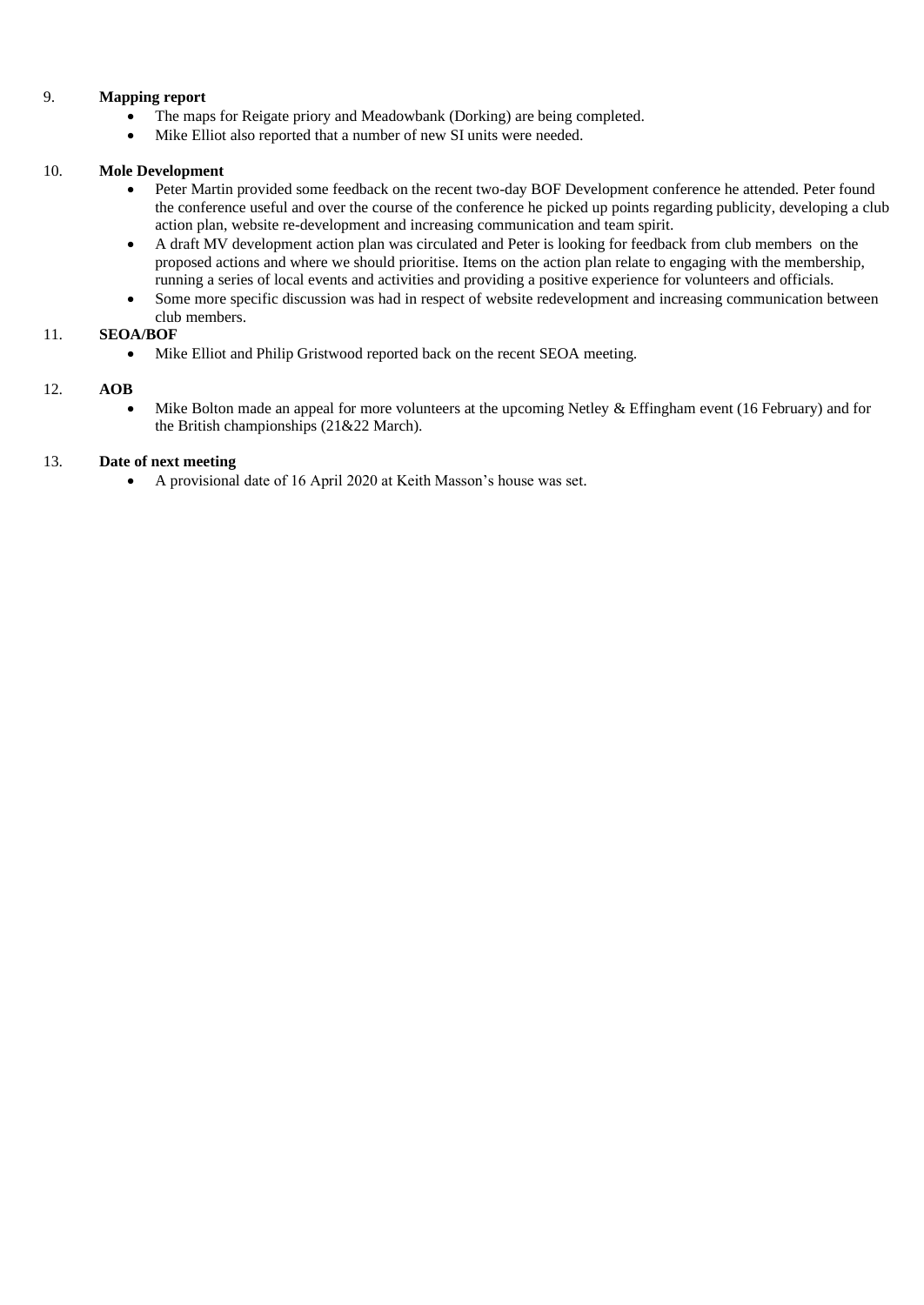9. **Mapping report**
   - The maps for Reigate priory and Meadowbank (Dorking) are being completed.
   - Mike Elliot also reported that a number of new SI units were needed.

10. **Mole Development**
    - Peter Martin provided some feedback on the recent two-day BOF Development conference he attended. Peter found the conference useful and over the course of the conference he picked up points regarding publicity, developing a club action plan, website re-development and increasing communication and team spirit.
    - A draft MV development action plan was circulated and Peter is looking for feedback from club members on the proposed actions and where we should prioritise. Items on the action plan relate to engaging with the membership, running a series of local events and activities and providing a positive experience for volunteers and officials.
    - Some more specific discussion was had in respect of website redevelopment and increasing communication between club members.

11. **SEOA/BOF**
    - Mike Elliot and Philip Gristwood reported back on the recent SEOA meeting.

12. **AOB**
    - Mike Bolton made an appeal for more volunteers at the upcoming Netley & Effingham event (16 February) and for the British championships (21&22 March).

13. **Date of next meeting**
    - A provisional date of 16 April 2020 at Keith Masson's house was set.